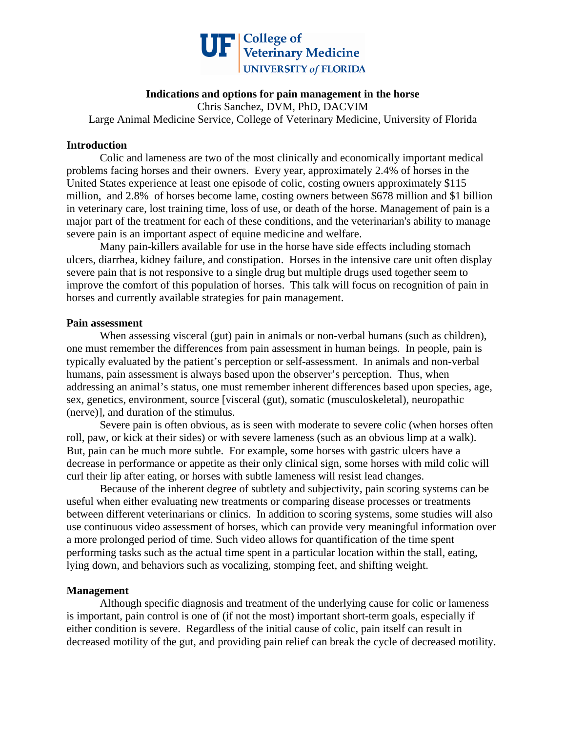UF College of Veterinary Medicine UNIVERSITY of FLORIDA

# Indications and options for pain management in the horse

Chris Sanchez, DVM, PhD, DACVIM

Large Animal Medicine Service, College of Veterinary Medicine, University of Florida

## Introduction

Colic and lameness are two of the most clinically and economically important medical problems facing horses and their owners. Every year, approximately 2.4% of horses in the United States experience at least one episode of colic, costing owners approximately $115 million, and 2.8% of horses become lame, costing owners between $678 million and $1 billion in veterinary care, lost training time, loss of use, or death of the horse. Management of pain is a major part of the treatment for each of these conditions, and the veterinarian's ability to manage severe pain is an important aspect of equine medicine and welfare.

Many pain-killers available for use in the horse have side effects including stomach ulcers, diarrhea, kidney failure, and constipation. Horses in the intensive care unit often display severe pain that is not responsive to a single drug but multiple drugs used together seem to improve the comfort of this population of horses. This talk will focus on recognition of pain in horses and currently available strategies for pain management.

## Pain assessment

When assessing visceral (gut) pain in animals or non-verbal humans (such as children), one must remember the differences from pain assessment in human beings. In people, pain is typically evaluated by the patient's perception or self-assessment. In animals and non-verbal humans, pain assessment is always based upon the observer's perception. Thus, when addressing an animal's status, one must remember inherent differences based upon species, age, sex, genetics, environment, source [visceral (gut), somatic (musculoskeletal), neuropathic (nerve)], and duration of the stimulus.

Severe pain is often obvious, as is seen with moderate to severe colic (when horses often roll, paw, or kick at their sides) or with severe lameness (such as an obvious limp at a walk). But, pain can be much more subtle. For example, some horses with gastric ulcers have a decrease in performance or appetite as their only clinical sign, some horses with mild colic will curl their lip after eating, or horses with subtle lameness will resist lead changes.

Because of the inherent degree of subtlety and subjectivity, pain scoring systems can be useful when either evaluating new treatments or comparing disease processes or treatments between different veterinarians or clinics. In addition to scoring systems, some studies will also use continuous video assessment of horses, which can provide very meaningful information over a more prolonged period of time. Such video allows for quantification of the time spent performing tasks such as the actual time spent in a particular location within the stall, eating, lying down, and behaviors such as vocalizing, stomping feet, and shifting weight.

## Management

Although specific diagnosis and treatment of the underlying cause for colic or lameness is important, pain control is one of (if not the most) important short-term goals, especially if either condition is severe. Regardless of the initial cause of colic, pain itself can result in decreased motility of the gut, and providing pain relief can break the cycle of decreased motility.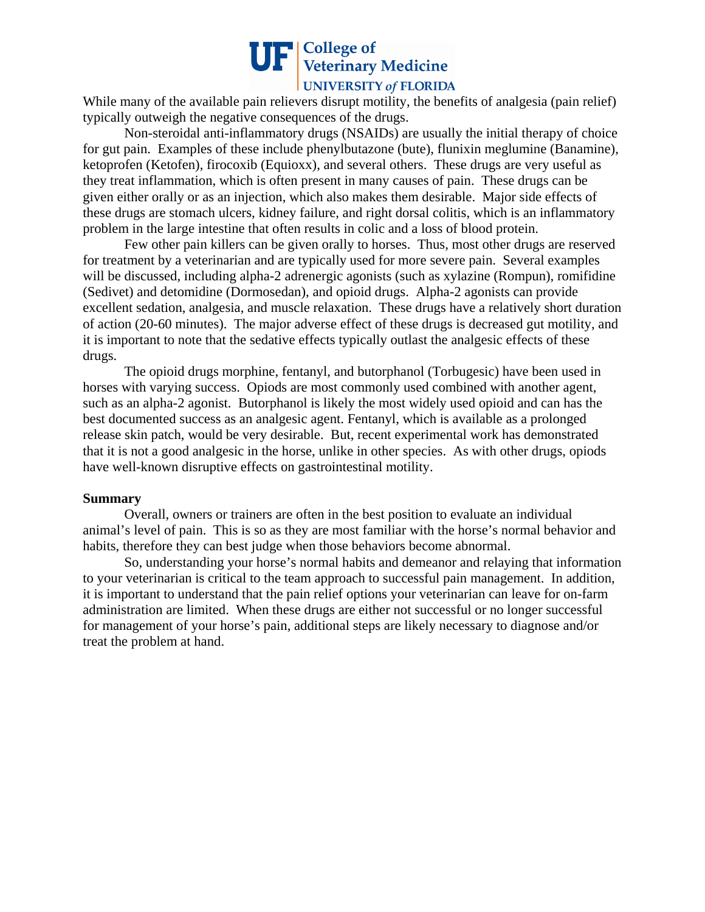While many of the available pain relievers disrupt motility, the benefits of analgesia (pain relief) typically outweigh the negative consequences of the drugs.

Non-steroidal anti-inflammatory drugs (NSAIDs) are usually the initial therapy of choice for gut pain. Examples of these include phenylbutazone (bute), flunixin meglumine (Banamine), ketoprofen (Ketofen), firocoxib (Equioxx), and several others. These drugs are very useful as they treat inflammation, which is often present in many causes of pain. These drugs can be given either orally or as an injection, which also makes them desirable. Major side effects of these drugs are stomach ulcers, kidney failure, and right dorsal colitis, which is an inflammatory problem in the large intestine that often results in colic and a loss of blood protein.

Few other pain killers can be given orally to horses. Thus, most other drugs are reserved for treatment by a veterinarian and are typically used for more severe pain. Several examples will be discussed, including alpha-2 adrenergic agonists (such as xylazine (Rompun), romifidine (Sedivet) and detomidine (Dormosedan), and opioid drugs. Alpha-2 agonists can provide excellent sedation, analgesia, and muscle relaxation. These drugs have a relatively short duration of action (20-60 minutes). The major adverse effect of these drugs is decreased gut motility, and it is important to note that the sedative effects typically outlast the analgesic effects of these drugs.

The opioid drugs morphine, fentanyl, and butorphanol (Torbugesic) have been used in horses with varying success. Opiods are most commonly used combined with another agent, such as an alpha-2 agonist. Butorphanol is likely the most widely used opioid and can has the best documented success as an analgesic agent. Fentanyl, which is available as a prolonged release skin patch, would be very desirable. But, recent experimental work has demonstrated that it is not a good analgesic in the horse, unlike in other species. As with other drugs, opiods have well-known disruptive effects on gastrointestinal motility.

**Summary**

Overall, owners or trainers are often in the best position to evaluate an individual animal's level of pain. This is so as they are most familiar with the horse's normal behavior and habits, therefore they can best judge when those behaviors become abnormal.

So, understanding your horse's normal habits and demeanor and relaying that information to your veterinarian is critical to the team approach to successful pain management. In addition, it is important to understand that the pain relief options your veterinarian can leave for on-farm administration are limited. When these drugs are either not successful or no longer successful for management of your horse's pain, additional steps are likely necessary to diagnose and/or treat the problem at hand.